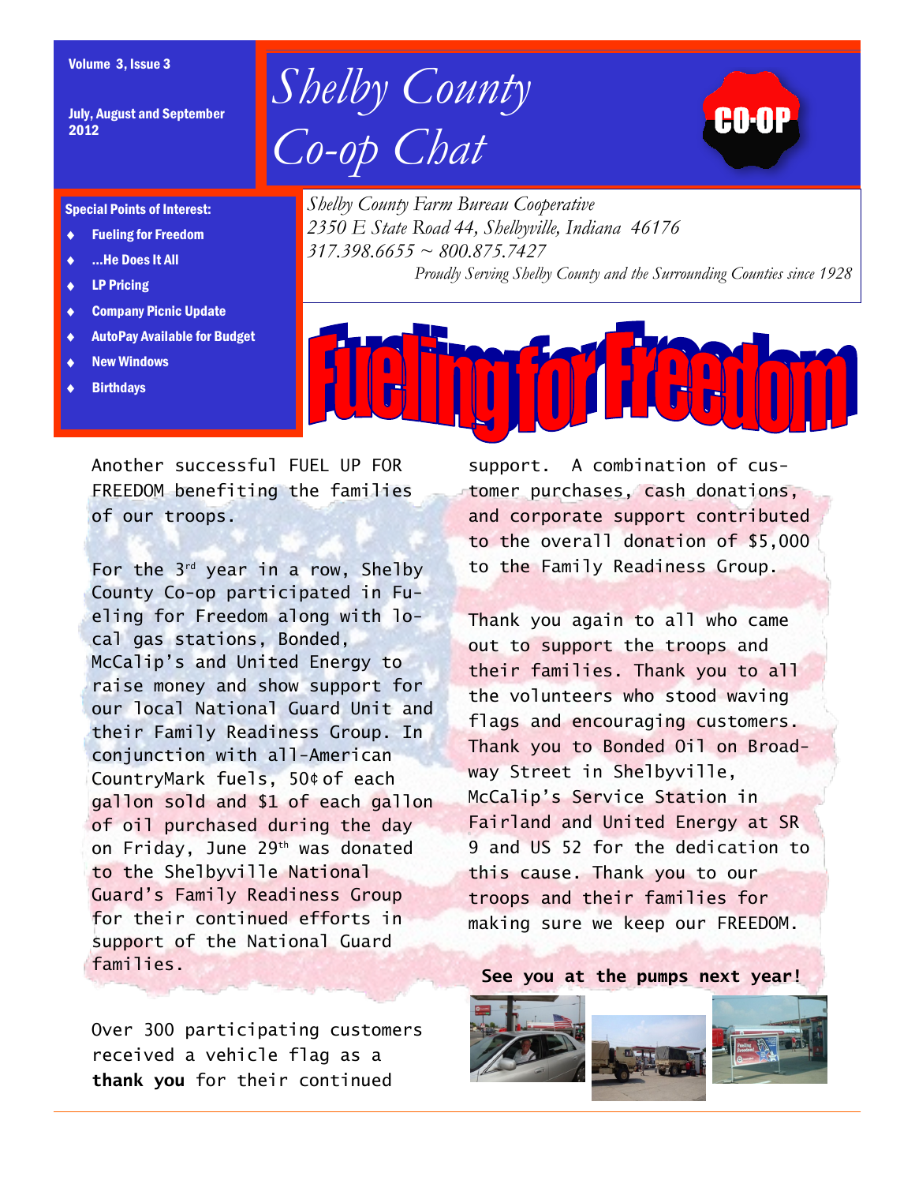Volume 3, Issue 3

July, August and September 2012

# *Shelby County Co-op Chat*

CO-OP

*Shelby County Farm Bureau Cooperative*
*2350 E State Road 44, Shelbyville, Indiana 46176*
*317.398.6655 ~ 800.875.7427*
*Proudly Serving Shelby County and the Surrounding Counties since 1928*

**Special Points of Interest:**

- Fueling for Freedom
- ...He Does It All
- LP Pricing
- Company Picnic Update
- AutoPay Available for Budget
- New Windows
- Birthdays

## Fueling for Freedom

Another successful FUEL UP FOR FREEDOM benefiting the families of our troops.

For the 3rd year in a row, Shelby County Co-op participated in Fueling for Freedom along with local gas stations, Bonded, McCalip's and United Energy to raise money and show support for our local National Guard Unit and their Family Readiness Group. In conjunction with all-American CountryMark fuels, 50¢ of each gallon sold and $1 of each gallon of oil purchased during the day on Friday, June 29th was donated to the Shelbyville National Guard's Family Readiness Group for their continued efforts in support of the National Guard families.

Over 300 participating customers received a vehicle flag as a **thank you** for their continued support. A combination of customer purchases, cash donations, and corporate support contributed to the overall donation of $5,000 to the Family Readiness Group.

Thank you again to all who came out to support the troops and their families. Thank you to all the volunteers who stood waving flags and encouraging customers. Thank you to Bonded Oil on Broadway Street in Shelbyville, McCalip's Service Station in Fairland and United Energy at SR 9 and US 52 for the dedication to this cause. Thank you to our troops and their families for making sure we keep our FREEDOM.

**See you at the pumps next year!**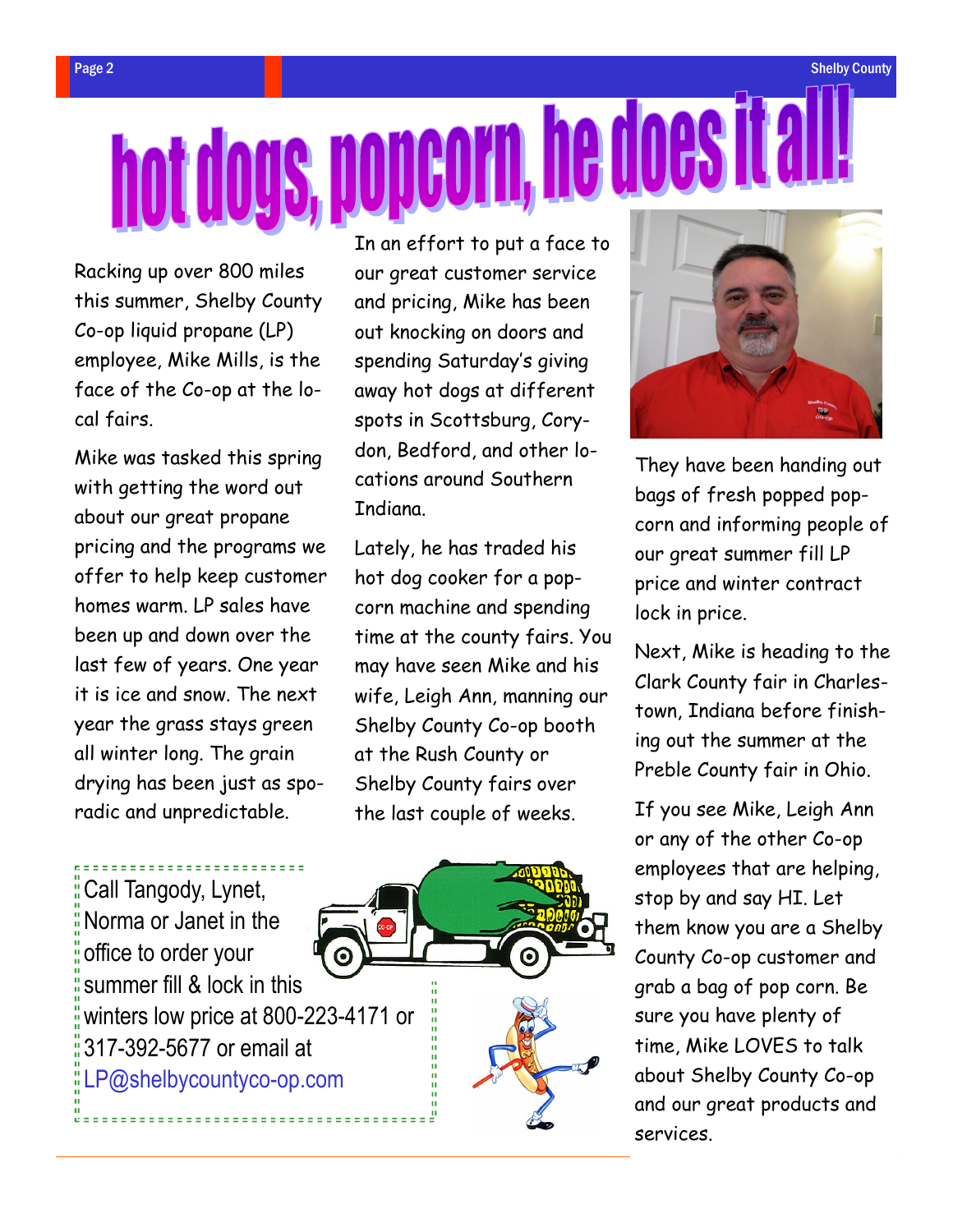# hot dogs, popcorn, he does it all!

Racking up over 800 miles this summer, Shelby County Co-op liquid propane (LP) employee, Mike Mills, is the face of the Co-op at the local fairs.

Mike was tasked this spring with getting the word out about our great propane pricing and the programs we offer to help keep customer homes warm. LP sales have been up and down over the last few of years. One year it is ice and snow. The next year the grass stays green all winter long. The grain drying has been just as sporadic and unpredictable.

In an effort to put a face to our great customer service and pricing, Mike has been out knocking on doors and spending Saturday's giving away hot dogs at different spots in Scottsburg, Corydon, Bedford, and other locations around Southern Indiana.

Lately, he has traded his hot dog cooker for a popcorn machine and spending time at the county fairs. You may have seen Mike and his wife, Leigh Ann, manning our Shelby County Co-op booth at the Rush County or Shelby County fairs over the last couple of weeks.

They have been handing out bags of fresh popped popcorn and informing people of our great summer fill LP price and winter contract lock in price.

Next, Mike is heading to the Clark County fair in Charlestown, Indiana before finishing out the summer at the Preble County fair in Ohio.

If you see Mike, Leigh Ann or any of the other Co-op employees that are helping, stop by and say HI. Let them know you are a Shelby County Co-op customer and grab a bag of pop corn. Be sure you have plenty of time, Mike LOVES to talk about Shelby County Co-op and our great products and services.

Call Tangody, Lynet, Norma or Janet in the office to order your summer fill & lock in this winters low price at 800-223-4171 or 317-392-5677 or email at LP@shelbycountyco-op.com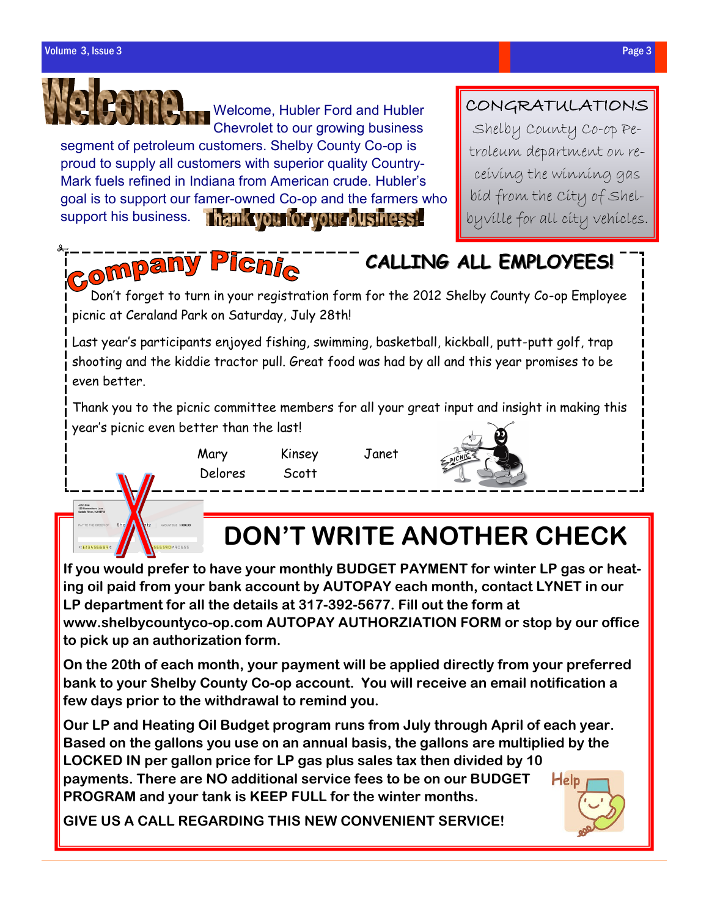# Welcome...

Welcome, Hubler Ford and Hubler Chevrolet to our growing business segment of petroleum customers. Shelby County Co-op is proud to supply all customers with superior quality Country-Mark fuels refined in Indiana from American crude. Hubler's goal is to support our famer-owned Co-op and the farmers who support his business. **Thank you for your business!**

## CONGRATULATIONS

Shelby County Co-op Petroleum department on receiving the winning gas bid from the City of Shelbyville for all city vehicles.

## Company Picnic

### CALLING ALL EMPLOYEES!

Don't forget to turn in your registration form for the 2012 Shelby County Co-op Employee picnic at Ceraland Park on Saturday, July 28th!

Last year's participants enjoyed fishing, swimming, basketball, kickball, putt-putt golf, trap shooting and the kiddie tractor pull. Great food was had by all and this year promises to be even better.

Thank you to the picnic committee members for all your great input and insight in making this year's picnic even better than the last!

Mary Kinsey Janet
Delores Scott

## DON'T WRITE ANOTHER CHECK

**If you would prefer to have your monthly BUDGET PAYMENT for winter LP gas or heating oil paid from your bank account by AUTOPAY each month, contact LYNET in our LP department for all the details at 317-392-5677. Fill out the form at www.shelbycountyco-op.com AUTOPAY AUTHORZIATION FORM or stop by our office to pick up an authorization form.**

**On the 20th of each month, your payment will be applied directly from your preferred bank to your Shelby County Co-op account. You will receive an email notification a few days prior to the withdrawal to remind you.**

**Our LP and Heating Oil Budget program runs from July through April of each year. Based on the gallons you use on an annual basis, the gallons are multiplied by the LOCKED IN per gallon price for LP gas plus sales tax then divided by 10 payments. There are NO additional service fees to be on our BUDGET PROGRAM and your tank is KEEP FULL for the winter months.**

**GIVE US A CALL REGARDING THIS NEW CONVENIENT SERVICE!**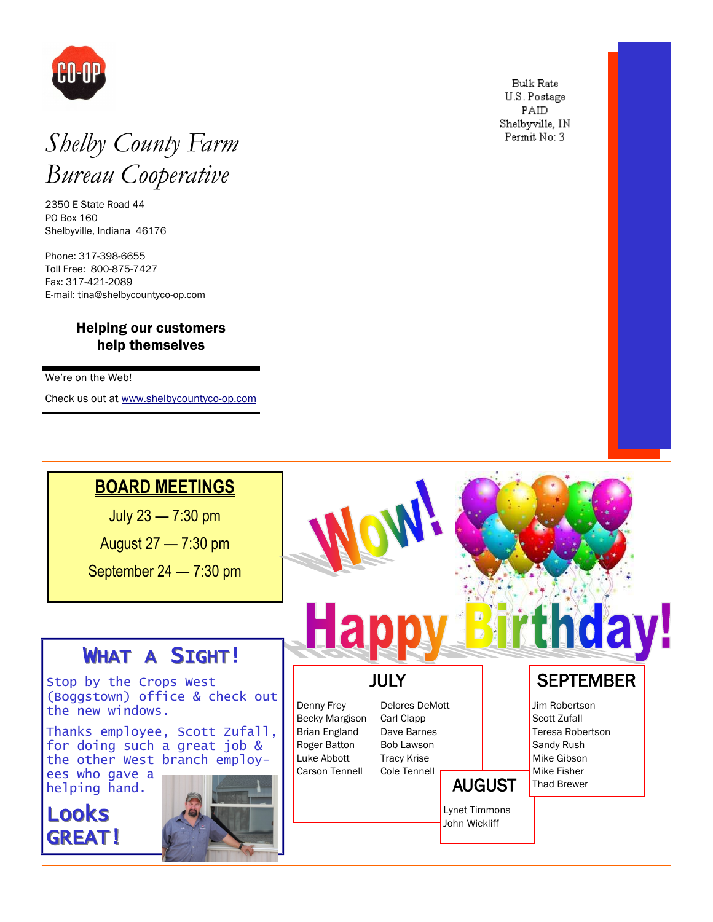# *Shelby County Farm Bureau Cooperative*

2350 E State Road 44
PO Box 160
Shelbyville, Indiana 46176

Phone: 317-398-6655
Toll Free: 800-875-7427
Fax: 317-421-2089
E-mail: tina@shelbycountyco-op.com

**Helping our customers help themselves**

We're on the Web!

Check us out at www.shelbycountyco-op.com

Bulk Rate
U.S. Postage
PAID
Shelbyville, IN
Permit No: 3

## BOARD MEETINGS

July 23 — 7:30 pm

August 27 — 7:30 pm

September 24 — 7:30 pm

## WHAT A SIGHT!

Stop by the Crops West (Boggstown) office & check out the new windows.

Thanks employee, Scott Zufall, for doing such a great job & the other west branch employees who gave a helping hand.

**Looks GREAT!**

## Wow! Happy Birthday!

### JULY

Denny Frey
Becky Margison
Brian England
Roger Batton
Luke Abbott
Carson Tennell
Delores DeMott
Carl Clapp
Dave Barnes
Bob Lawson
Tracy Krise
Cole Tennell

### AUGUST

Lynet Timmons
John Wickliff

### SEPTEMBER

Jim Robertson
Scott Zufall
Teresa Robertson
Sandy Rush
Mike Gibson
Mike Fisher
Thad Brewer